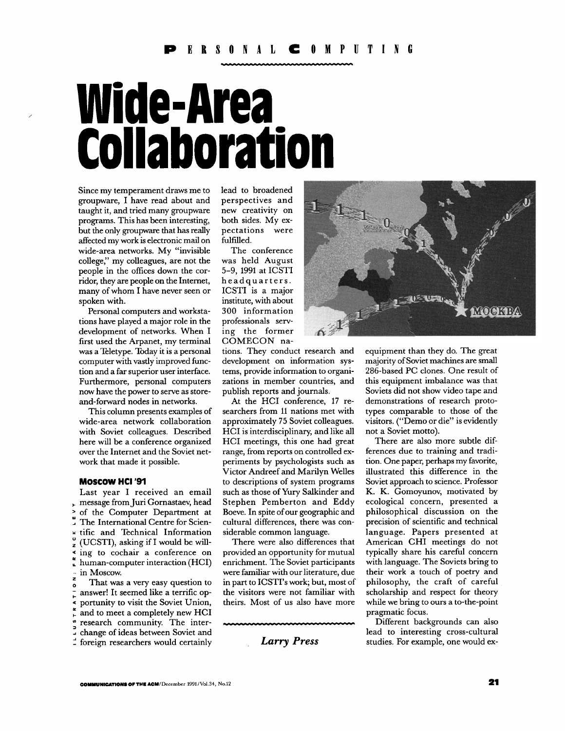PERSONAL COMPUTING

# Wide-Area Collaboration

*Larry Press*

Since my temperament draws me to groupware, I have read about and taught it, and tried many groupware programs. This has been interesting, but the only groupware that has really affected my work is electronic mail on wide-area networks. My "invisible college," my colleagues, are not the people in the offices down the corridor, they are people on the Internet, many of whom I have never seen or spoken with.

Personal computers and workstations have played a major role in the development of networks. When I first used the Arpanet, my terminal was a Teletype. Today it is a personal computer with vastly improved function and a far superior user interface. Furthermore, personal computers now have the power to serve as store-and-forward nodes in networks.

This column presents examples of wide-area network collaboration with Soviet colleagues. Described here will be a conference organized over the Internet and the Soviet network that made it possible.

## Moscow HCI '91

Last year I received an email message from Juri Gornastaev, head of the Computer Department at The International Centre for Scientific and Technical Information (ICSTI), asking if I would be willing to cochair a conference on human-computer interaction (HCI) in Moscow.

That was a very easy question to answer! It seemed like a terrific opportunity to visit the Soviet Union, and to meet a completely new HCI research community. The interchange of ideas between Soviet and foreign researchers would certainly lead to broadened perspectives and new creativity on both sides. My expectations were fulfilled.

The conference was held August 5–9, 1991 at ICSTI headquarters. ICSTI is a major institute, with about 300 information professionals serving the former COMECON nations. They conduct research and development on information systems, provide information to organizations in member countries, and publish reports and journals.

At the HCI conference, 17 researchers from 11 nations met with approximately 75 Soviet colleagues. HCI is interdisciplinary, and like all HCI meetings, this one had great range, from reports on controlled experiments by psychologists such as Victor Andreef and Marilyn Welles to descriptions of system programs such as those of Yury Salkinder and Stephen Pemberton and Eddy Boeve. In spite of our geographic and cultural differences, there was considerable common language.

There were also differences that provided an opportunity for mutual enrichment. The Soviet participants were familiar with our literature, due in part to ICSTI's work; but, most of the visitors were not familiar with theirs. Most of us also have more equipment than they do. The great majority of Soviet machines are small 286-based PC clones. One result of this equipment imbalance was that Soviets did not show video tape and demonstrations of research prototypes comparable to those of the visitors. ("Demo or die" is evidently not a Soviet motto).

There are also more subtle differences due to training and tradition. One paper, perhaps my favorite, illustrated this difference in the Soviet approach to science. Professor K. K. Gomoyunov, motivated by ecological concern, presented a philosophical discussion on the precision of scientific and technical language. Papers presented at American CHI meetings do not typically share his careful concern with language. The Soviets bring to their work a touch of poetry and philosophy, the craft of careful scholarship and respect for theory while we bring to ours a to-the-point pragmatic focus.

Different backgrounds can also lead to interesting cross-cultural studies. For example, one would ex-

ILLUSTRATION: FRANCK LEVY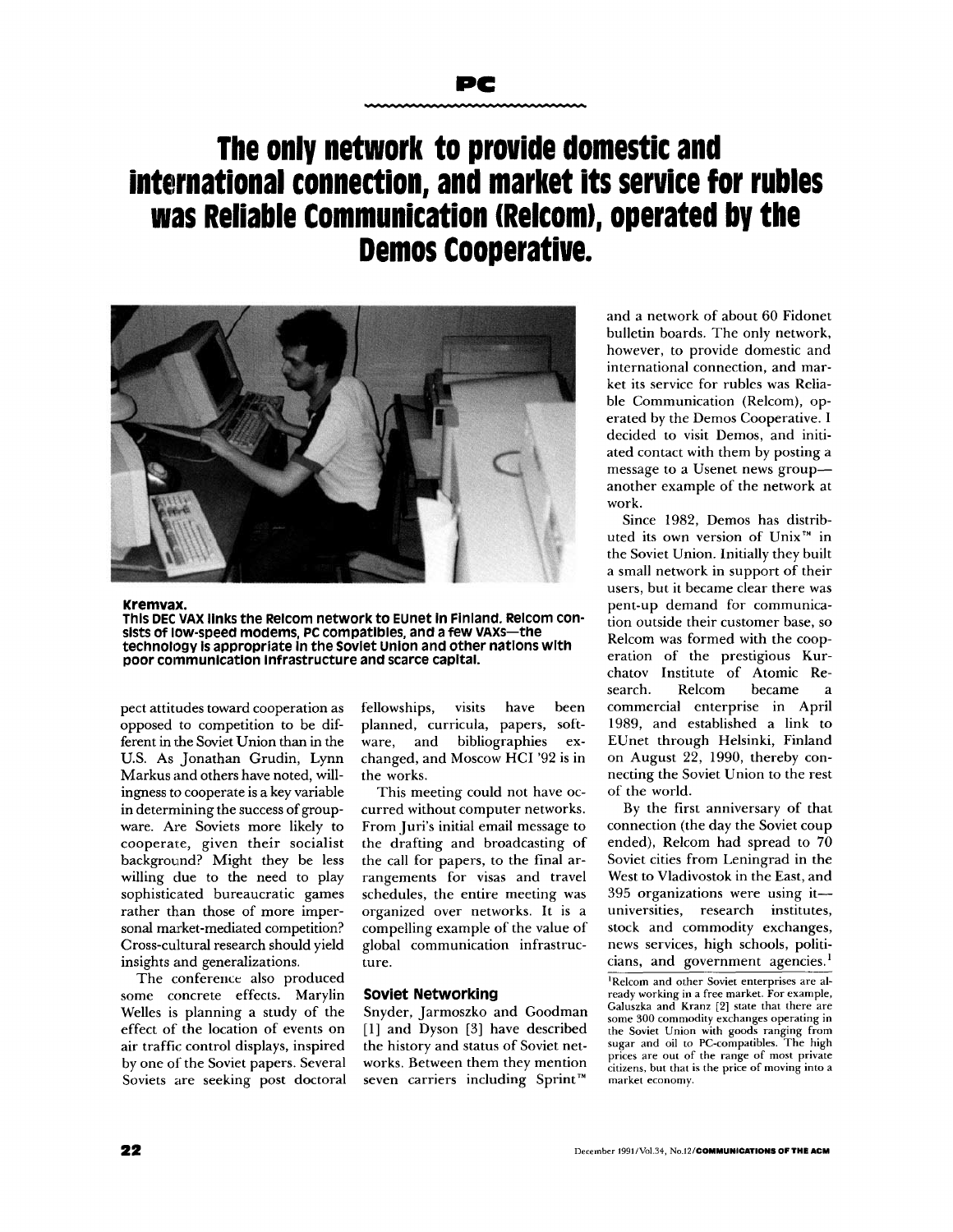# The only network to provide domestic and international connection, and market its service for rubles was Reliable Communication (Relcom), operated by the Demos Cooperative.

**Kremvax.**
**This DEC VAX links the Relcom network to EUnet in Finland. Relcom consists of low-speed modems, PC compatibles, and a few VAXs—the technology is appropriate in the Soviet Union and other nations with poor communication infrastructure and scarce capital.**

pect attitudes toward cooperation as opposed to competition to be different in the Soviet Union than in the U.S. As Jonathan Grudin, Lynn Markus and others have noted, willingness to cooperate is a key variable in determining the success of groupware. Are Soviets more likely to cooperate, given their socialist background? Might they be less willing due to the need to play sophisticated bureaucratic games rather than those of more impersonal market-mediated competition? Cross-cultural research should yield insights and generalizations.

The conference also produced some concrete effects. Marylin Welles is planning a study of the effect of the location of events on air traffic control displays, inspired by one of the Soviet papers. Several Soviets are seeking post doctoral fellowships, visits have been planned, curricula, papers, software, and bibliographies exchanged, and Moscow HCI '92 is in the works.

This meeting could not have occurred without computer networks. From Juri's initial email message to the drafting and broadcasting of the call for papers, to the final arrangements for visas and travel schedules, the entire meeting was organized over networks. It is a compelling example of the value of global communication infrastructure.

## Soviet Networking

Snyder, Jarmoszko and Goodman [1] and Dyson [3] have described the history and status of Soviet networks. Between them they mention seven carriers including Sprint™ and a network of about 60 Fidonet bulletin boards. The only network, however, to provide domestic and international connection, and market its service for rubles was Reliable Communication (Relcom), operated by the Demos Cooperative. I decided to visit Demos, and initiated contact with them by posting a message to a Usenet news group—another example of the network at work.

Since 1982, Demos has distributed its own version of Unix™ in the Soviet Union. Initially they built a small network in support of their users, but it became clear there was pent-up demand for communication outside their customer base, so Relcom was formed with the cooperation of the prestigious Kurchatov Institute of Atomic Research. Relcom became a commercial enterprise in April 1989, and established a link to EUnet through Helsinki, Finland on August 22, 1990, thereby connecting the Soviet Union to the rest of the world.

By the first anniversary of that connection (the day the Soviet coup ended), Relcom had spread to 70 Soviet cities from Leningrad in the West to Vladivostok in the East, and 395 organizations were using it—universities, research institutes, stock and commodity exchanges, news services, high schools, politicians, and government agencies.[1]

[1]Relcom and other Soviet enterprises are already working in a free market. For example, Galuszka and Kranz [2] state that there are some 300 commodity exchanges operating in the Soviet Union with goods ranging from sugar and oil to PC-compatibles. The high prices are out of the range of most private citizens, but that is the price of moving into a market economy.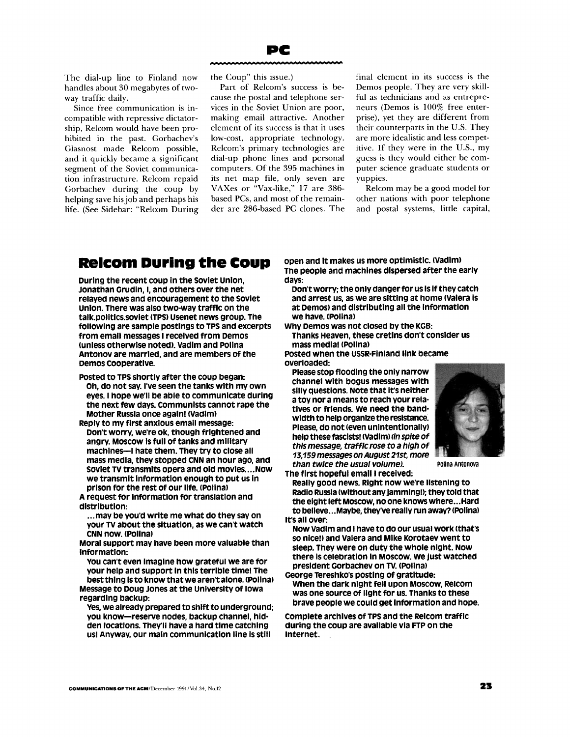The dial-up line to Finland now handles about 30 megabytes of two-way traffic daily.

Since free communication is incompatible with repressive dictatorship, Relcom would have been prohibited in the past. Gorbachev's Glasnost made Relcom possible, and it quickly became a significant segment of the Soviet communication infrastructure. Relcom repaid Gorbachev during the coup by helping save his job and perhaps his life. (See Sidebar: "Relcom During the Coup" this issue.)

Part of Relcom's success is because the postal and telephone services in the Soviet Union are poor, making email attractive. Another element of its success is that it uses low-cost, appropriate technology. Relcom's primary technologies are dial-up phone lines and personal computers. Of the 395 machines in its net map file, only seven are VAXes or "Vax-like," 17 are 386-based PCs, and most of the remainder are 286-based PC clones. The final element in its success is the Demos people. They are very skillful as technicians and as entrepreneurs (Demos is 100% free enterprise), yet they are different from their counterparts in the U.S. They are more idealistic and less competitive. If they were in the U.S., my guess is they would either be computer science graduate students or yuppies.

Relcom may be a good model for other nations with poor telephone and postal systems, little capital,

## Relcom During the Coup

**During the recent coup in the Soviet Union, Jonathan Grudin, I, and others over the net relayed news and encouragement to the Soviet Union. There was also two-way traffic on the talk.politics.soviet (TPS) Usenet news group. The following are sample postings to TPS and excerpts from email messages I received from Demos (unless otherwise noted). Vadim and Polina Antonov are married, and are members of the Demos Cooperative.**

**Posted to TPS shortly after the coup began:**
Oh, do not say. I've seen the tanks with my own eyes. I hope we'll be able to communicate during the next few days. Communists cannot rape the Mother Russia once again! (Vadim)

**Reply to my first anxious email message:**
Don't worry, we're ok, though frightened and angry. Moscow is full of tanks and military machines—I hate them. They try to close all mass media, they stopped CNN an hour ago, and Soviet TV transmits opera and old movies....Now we transmit information enough to put us in prison for the rest of our life. (Polina)

**A request for information for translation and distribution:**
...may be you'd write me what do they say on your TV about the situation, as we can't watch CNN now. (Polina)

**Moral support may have been more valuable than information:**
You can't even imagine how grateful we are for your help and support in this terrible time! The best thing is to know that we aren't alone. (Polina)

**Message to Doug Jones at the University of Iowa regarding backup:**
Yes, we already prepared to shift to underground; you know—reserve nodes, backup channel, hidden locations. They'll have a hard time catching us! Anyway, our main communication line is still open and it makes us more optimistic. (Vadim)

**The people and machines dispersed after the early days:**
Don't worry; the only danger for us is if they catch and arrest us, as we are sitting at home (Valera is at Demos) and distributing all the information we have. (Polina)

**Why Demos was not closed by the KGB:**
Thanks Heaven, these cretins don't consider us mass media! (Polina)

**Posted when the USSR-Finland link became overloaded:**
Please stop flooding the only narrow channel with bogus messages with silly questions. Note that it's neither a toy nor a means to reach your relatives or friends. We need the bandwidth to help organize the resistance. Please, do not (even unintentionally) help these fascists! (Vadim) *(In spite of this message, traffic rose to a high of 13,159 messages on August 21st, more than twice the usual volume).*

Polina Antonova

**The first hopeful email I received:**
Really good news. Right now we're listening to Radio Russia (without any jamming!); they told that the eight left Moscow, no one knows where...Hard to believe...Maybe, they've really run away? (Polina)

**It's all over:**
Now Vadim and I have to do our usual work (that's so nice!) and Valera and Mike Korotaev went to sleep. They were on duty the whole night. Now there is celebration in Moscow. We just watched president Gorbachev on TV. (Polina)

**George Tereshko's posting of gratitude:**
When the dark night fell upon Moscow, Relcom was one source of light for us. Thanks to these brave people we could get information and hope.

**Complete archives of TPS and the Relcom traffic during the coup are available via FTP on the Internet.**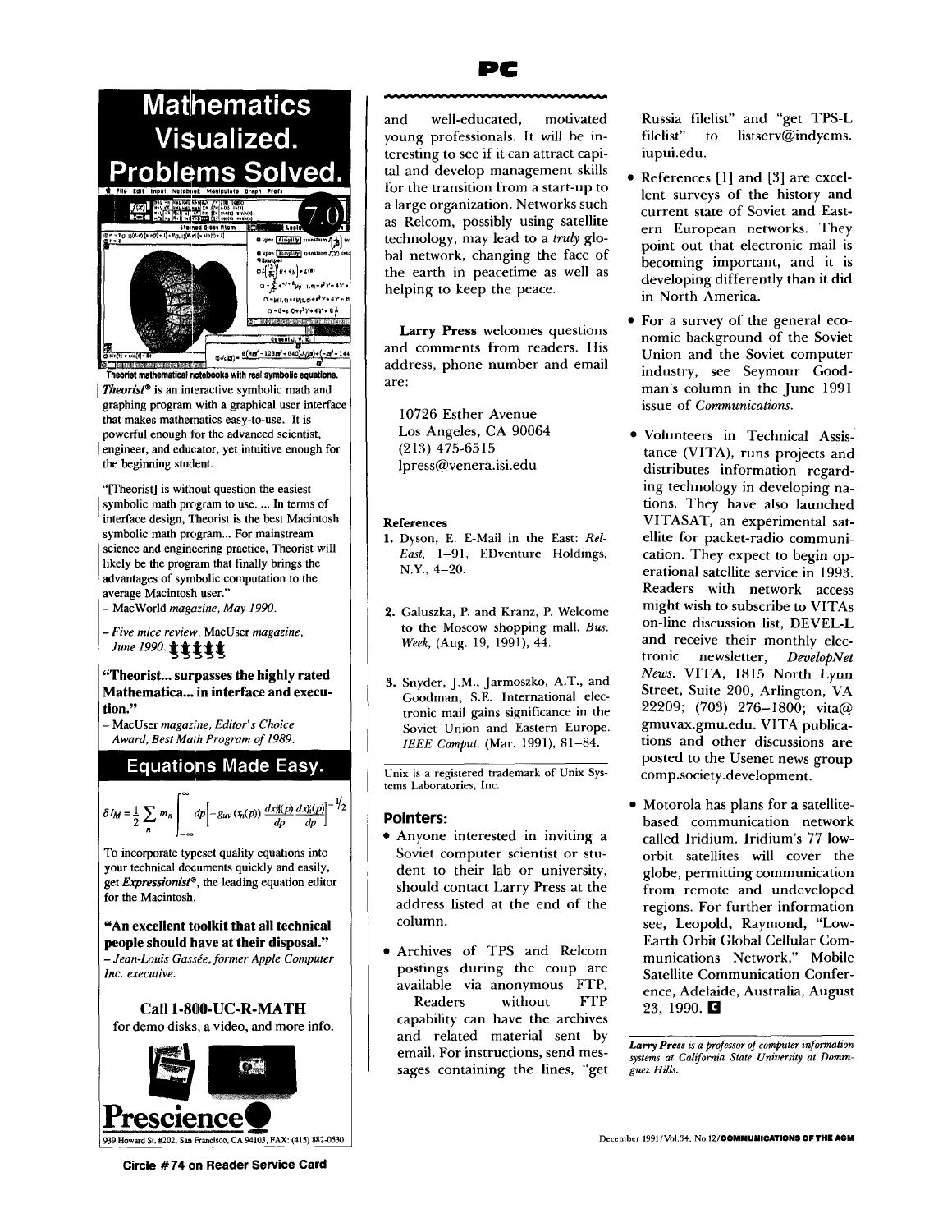# Mathematics Visualized. Problems Solved.

Theorist mathematical notebooks with real symbolic equations.

*Theorist®* is an interactive symbolic math and graphing program with a graphical user interface that makes mathematics easy-to-use. It is powerful enough for the advanced scientist, engineer, and educator, yet intuitive enough for the beginning student.

"[Theorist] is without question the easiest symbolic math program to use. ... In terms of interface design, Theorist is the best Macintosh symbolic math program... For mainstream science and engineering practice, Theorist will likely be the program that finally brings the advantages of symbolic computation to the average Macintosh user."
– MacWorld *magazine, May 1990.*

*– Five mice review,* MacUser *magazine, June 1990.*

**"Theorist... surpasses the highly rated Mathematica... in interface and execution."**
– MacUser *magazine, Editor's Choice Award, Best Math Program of 1989.*

## Equations Made Easy.

$$\delta I_M = \frac{1}{2}\sum_n m_n \int_{-\infty}^{\infty} dp\left[-g_{uv}(x_n(p))\,\frac{dx_n^u(p)}{dp}\frac{dx_n^v(p)}{dp}\right]^{-1/2}$$

To incorporate typeset quality equations into your technical documents quickly and easily, get *Expressionist®*, the leading equation editor for the Macintosh.

**"An excellent toolkit that all technical people should have at their disposal."**
*– Jean-Louis Gassée, former Apple Computer Inc. executive.*

**Call 1-800-UC-R-MATH**
for demo disks, a video, and more info.

**Prescience**
939 Howard St. #202, San Francisco, CA 94103, FAX: (415) 882-0530

Circle #74 on Reader Service Card

and well-educated, motivated young professionals. It will be interesting to see if it can attract capital and develop management skills for the transition from a start-up to a large organization. Networks such as Relcom, possibly using satellite technology, may lead to a *truly* global network, changing the face of the earth in peacetime as well as helping to keep the peace.

**Larry Press** welcomes questions and comments from readers. His address, phone number and email are:

10726 Esther Avenue
Los Angeles, CA 90064
(213) 475-6515
lpress@venera.isi.edu

### References

1. Dyson, E. E-Mail in the East: *RelEast*, 1–91, EDventure Holdings, N.Y., 4–20.
2. Galuszka, P. and Kranz, P. Welcome to the Moscow shopping mall. *Bus. Week*, (Aug. 19, 1991), 44.
3. Snyder, J.M., Jarmoszko, A.T., and Goodman, S.E. International electronic mail gains significance in the Soviet Union and Eastern Europe. *IEEE Comput.* (Mar. 1991), 81–84.

Unix is a registered trademark of Unix Systems Laboratories, Inc.

### Pointers:

- Anyone interested in inviting a Soviet computer scientist or student to their lab or university, should contact Larry Press at the address listed at the end of the column.
- Archives of TPS and Relcom postings during the coup are available via anonymous FTP. Readers without FTP capability can have the archives and related material sent by email. For instructions, send messages containing the lines, "get Russia filelist" and "get TPS-L filelist" to listserv@indycms.iupui.edu.
- References [1] and [3] are excellent surveys of the history and current state of Soviet and Eastern European networks. They point out that electronic mail is becoming important, and it is developing differently than it did in North America.
- For a survey of the general economic background of the Soviet Union and the Soviet computer industry, see Seymour Goodman's column in the June 1991 issue of *Communications.*
- Volunteers in Technical Assistance (VITA), runs projects and distributes information regarding technology in developing nations. They have also launched VITASAT, an experimental satellite for packet-radio communication. They expect to begin operational satellite service in 1993. Readers with network access might wish to subscribe to VITAs on-line discussion list, DEVEL-L and receive their monthly electronic newsletter, *DevelopNet News.* VITA, 1815 North Lynn Street, Suite 200, Arlington, VA 22209; (703) 276–1800; vita@gmuvax.gmu.edu. VITA publications and other discussions are posted to the Usenet news group comp.society.development.
- Motorola has plans for a satellite-based communication network called Iridium. Iridium's 77 low-orbit satellites will cover the globe, permitting communication from remote and undeveloped regions. For further information see, Leopold, Raymond, "Low-Earth Orbit Global Cellular Communications Network," Mobile Satellite Communication Conference, Adelaide, Australia, August 23, 1990.

*Larry Press is a professor of computer information systems at California State University at Dominguez Hills.*